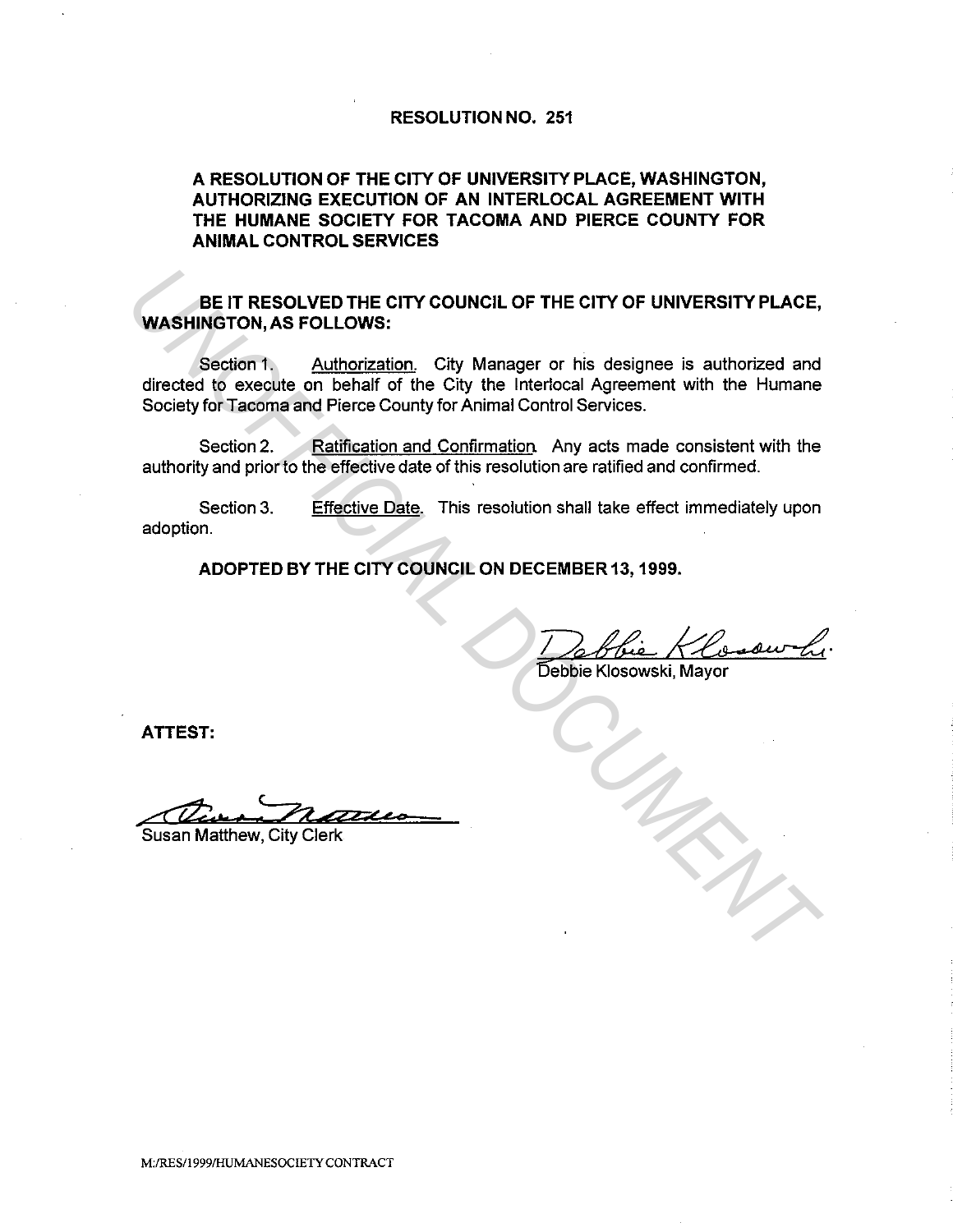# RESOLUTION NO. 251

## A RESOLUTION OF THE CITY OF UNIVERSITY PLACE, WASHINGTON, AUTHORIZING EXECUTION OF AN INTERLOCAL AGREEMENT WITH THE HUMANE SOCIETY FOR TACOMA AND PIERCE COUNTY FOR ANIMAL CONTROL SERVICES

**BE IT RESOLVED THE CITY COUNCIL OF THE CITY OF UNIVERSITY PLACE, WASHINGTON, AS FOLLOWS:**

Section 1. Authorization. City Manager or his designee is authorized and directed to execute on behalf of the City the Interlocal Agreement with the Humane Society for Tacoma and Pierce County for Animal Control Services.

Section 2. Ratification and Confirmation. Any acts made consistent with the authority and prior to the effective date of this resolution are ratified and confirmed.

Section 3. Effective Date. This resolution shall take effect immediately upon adoption.

**ADOPTED BY THE CITY COUNCIL ON DECEMBER 13, 1999.**

Debbie Klosowski, Mayor

**ATTEST:**

Susan Matthew, City Clerk

M:/RES/1999/HUMANESOCIETY CONTRACT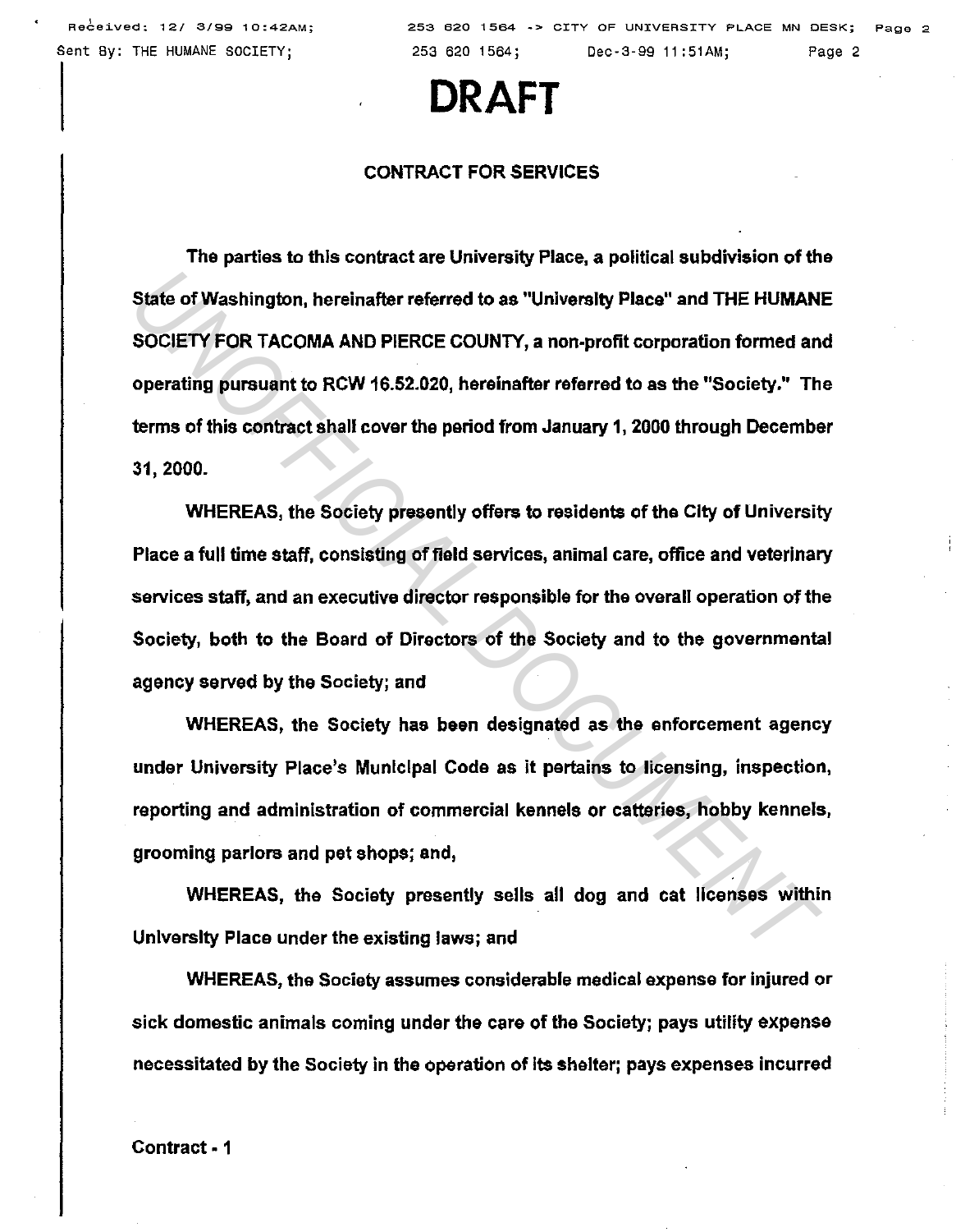# DRAFT

## CONTRACT FOR SERVICES

The parties to this contract are University Place, a political subdivision of the State of Washington, hereinafter referred to as "University Place" and THE HUMANE SOCIETY FOR TACOMA AND PIERCE COUNTY, a non-profit corporation formed and operating pursuant to RCW 16.52.020, hereinafter referred to as the "Society." The terms of this contract shall cover the period from January 1, 2000 through December 31, 2000.

WHEREAS, the Society presently offers to residents of the City of University Place a full time staff, consisting of field services, animal care, office and veterinary services staff, and an executive director responsible for the overall operation of the Society, both to the Board of Directors of the Society and to the governmental agency served by the Society; and

WHEREAS, the Society has been designated as the enforcement agency under University Place's Municipal Code as it pertains to licensing, inspection, reporting and administration of commercial kennels or catteries, hobby kennels, grooming parlors and pet shops; and,

WHEREAS, the Society presently sells all dog and cat licenses within University Place under the existing laws; and

WHEREAS, the Society assumes considerable medical expense for injured or sick domestic animals coming under the care of the Society; pays utility expense necessitated by the Society in the operation of its shelter; pays expenses incurred

Contract - 1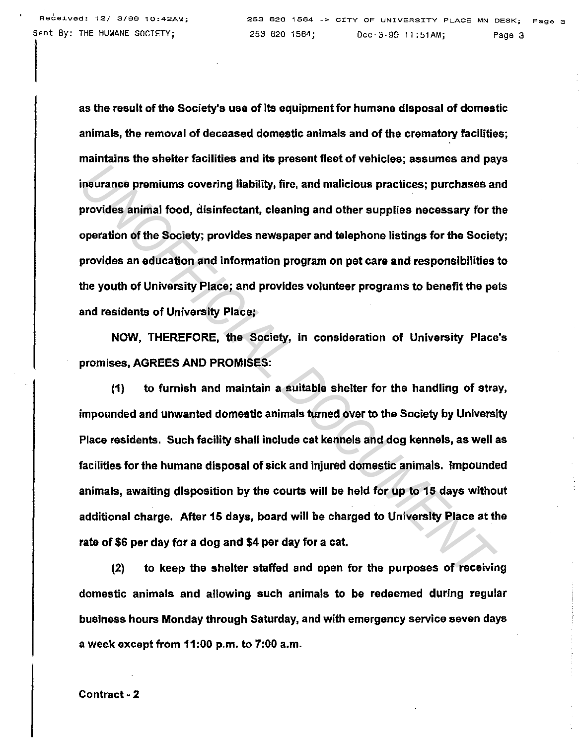as the result of the Society's use of its equipment for humane disposal of domestic animals, the removal of deceased domestic animals and of the crematory facilities; maintains the shelter facilities and its present fleet of vehicles; assumes and pays insurance premiums covering liability, fire, and malicious practices; purchases and provides animal food, disinfectant, cleaning and other supplies necessary for the operation of the Society; provides newspaper and telephone listings for the Society; provides an education and information program on pet care and responsibilities to the youth of University Place; and provides volunteer programs to benefit the pets and residents of University Place;

NOW, THEREFORE, the Society, in consideration of University Place's promises, AGREES AND PROMISES:

(1) to furnish and maintain a suitable shelter for the handling of stray, impounded and unwanted domestic animals turned over to the Society by University Place residents. Such facility shall include cat kennels and dog kennels, as well as facilities for the humane disposal of sick and injured domestic animals. Impounded animals, awaiting disposition by the courts will be held for up to 15 days without additional charge. After 15 days, board will be charged to University Place at the rate of $6 per day for a dog and $4 per day for a cat.

(2) to keep the shelter staffed and open for the purposes of receiving domestic animals and allowing such animals to be redeemed during regular business hours Monday through Saturday, and with emergency service seven days a week except from 11:00 p.m. to 7:00 a.m.

Contract - 2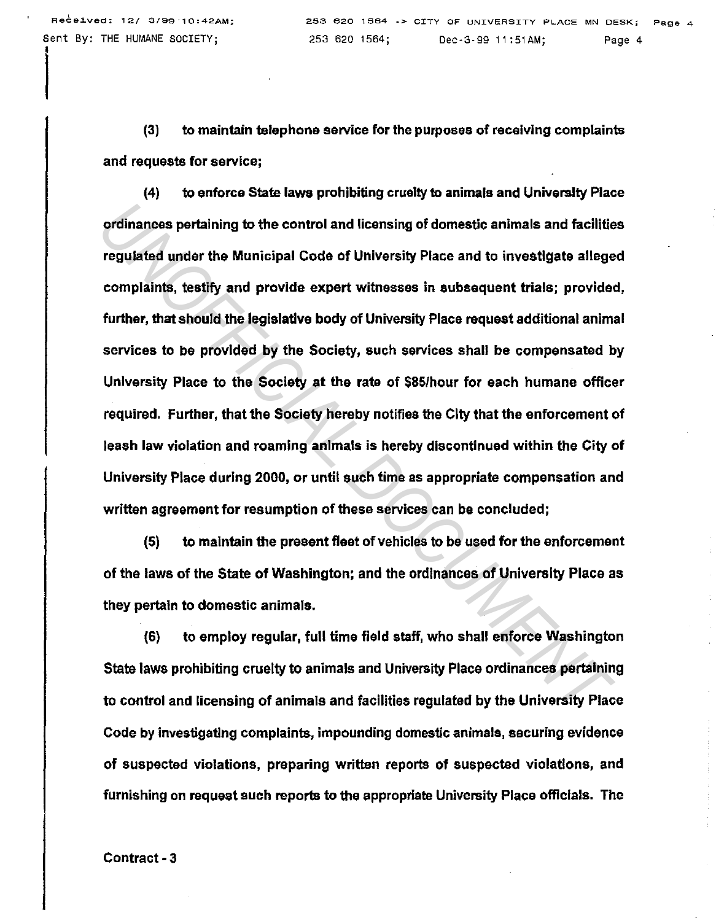(3) to maintain telephone service for the purposes of receiving complaints and requests for service;

(4) to enforce State laws prohibiting cruelty to animals and University Place ordinances pertaining to the control and licensing of domestic animals and facilities regulated under the Municipal Code of University Place and to investigate alleged complaints, testify and provide expert witnesses in subsequent trials; provided, further, that should the legislative body of University Place request additional animal services to be provided by the Society, such services shall be compensated by University Place to the Society at the rate of $85/hour for each humane officer required. Further, that the Society hereby notifies the City that the enforcement of leash law violation and roaming animals is hereby discontinued within the City of University Place during 2000, or until such time as appropriate compensation and written agreement for resumption of these services can be concluded;

(5) to maintain the present fleet of vehicles to be used for the enforcement of the laws of the State of Washington; and the ordinances of University Place as they pertain to domestic animals.

(6) to employ regular, full time field staff, who shall enforce Washington State laws prohibiting cruelty to animals and University Place ordinances pertaining to control and licensing of animals and facilities regulated by the University Place Code by investigating complaints, impounding domestic animals, securing evidence of suspected violations, preparing written reports of suspected violations, and furnishing on request such reports to the appropriate University Place officials. The

Contract - 3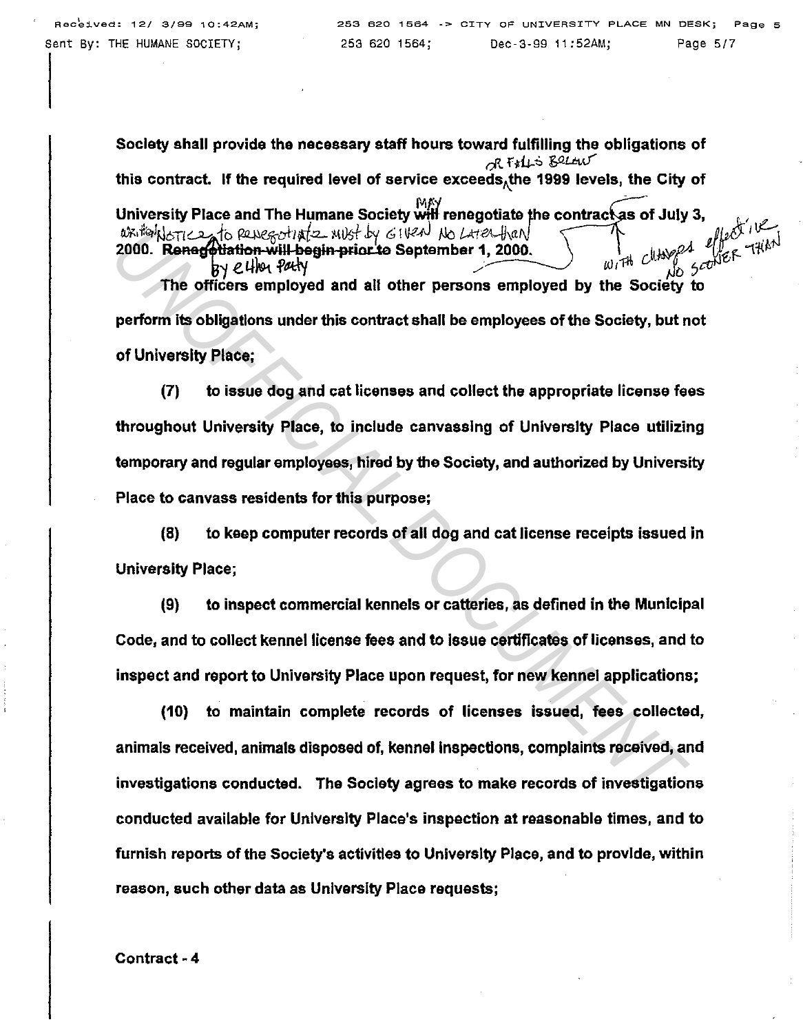Society shall provide the necessary staff hours toward fulfilling the obligations of this contract. If the required level of service exceeds or falls below the 1999 levels, the City of University Place and The Humane Society ~~will~~ may renegotiate the contract with changes effective no sooner than as of July 3, 2000. ~~Renegotiation will begin prior to~~ written notice to renegotiate must by given no later than September 1, 2000 by either party.

The officers employed and all other persons employed by the Society to perform its obligations under this contract shall be employees of the Society, but not of University Place;

(7) to issue dog and cat licenses and collect the appropriate license fees throughout University Place, to include canvassing of University Place utilizing temporary and regular employees, hired by the Society, and authorized by University Place to canvass residents for this purpose;

(8) to keep computer records of all dog and cat license receipts issued in University Place;

(9) to inspect commercial kennels or catteries, as defined in the Municipal Code, and to collect kennel license fees and to issue certificates of licenses, and to inspect and report to University Place upon request, for new kennel applications;

(10) to maintain complete records of licenses issued, fees collected, animals received, animals disposed of, kennel inspections, complaints received, and investigations conducted. The Society agrees to make records of investigations conducted available for University Place's inspection at reasonable times, and to furnish reports of the Society's activities to University Place, and to provide, within reason, such other data as University Place requests;

Contract - 4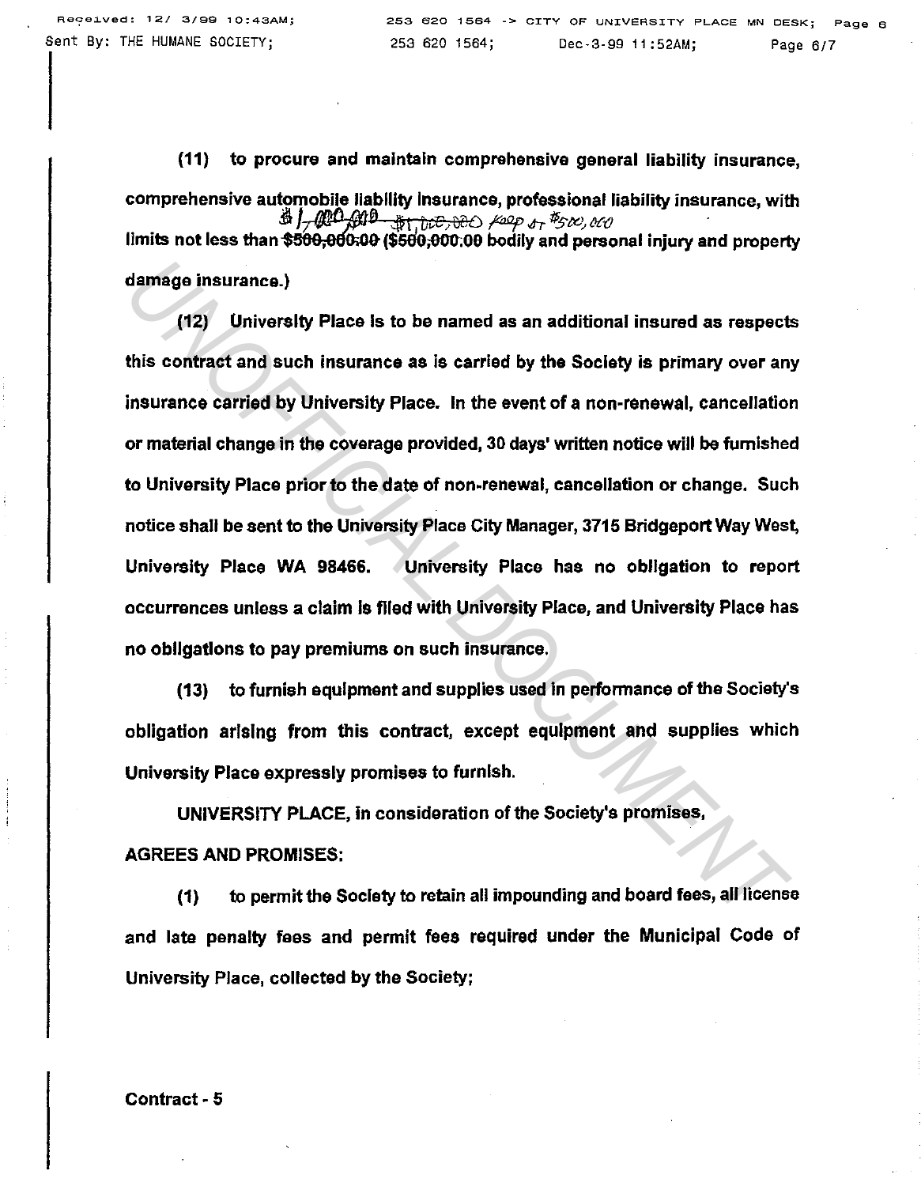(11) to procure and maintain comprehensive general liability insurance, comprehensive automobile liability insurance, professional liability insurance, with limits not less than ~~$500,000.00~~ $1,000,000 ~~($500,000.00~~ ~~$1,000,000~~ keep at $500,000 bodily and personal injury and property damage insurance.)

(12) University Place is to be named as an additional insured as respects this contract and such insurance as is carried by the Society is primary over any insurance carried by University Place. In the event of a non-renewal, cancellation or material change in the coverage provided, 30 days' written notice will be furnished to University Place prior to the date of non-renewal, cancellation or change. Such notice shall be sent to the University Place City Manager, 3715 Bridgeport Way West, University Place WA 98466. University Place has no obligation to report occurrences unless a claim is filed with University Place, and University Place has no obligations to pay premiums on such insurance.

(13) to furnish equipment and supplies used in performance of the Society's obligation arising from this contract, except equipment and supplies which University Place expressly promises to furnish.

UNIVERSITY PLACE, in consideration of the Society's promises, AGREES AND PROMISES:

(1) to permit the Society to retain all impounding and board fees, all license and late penalty fees and permit fees required under the Municipal Code of University Place, collected by the Society;

Contract - 5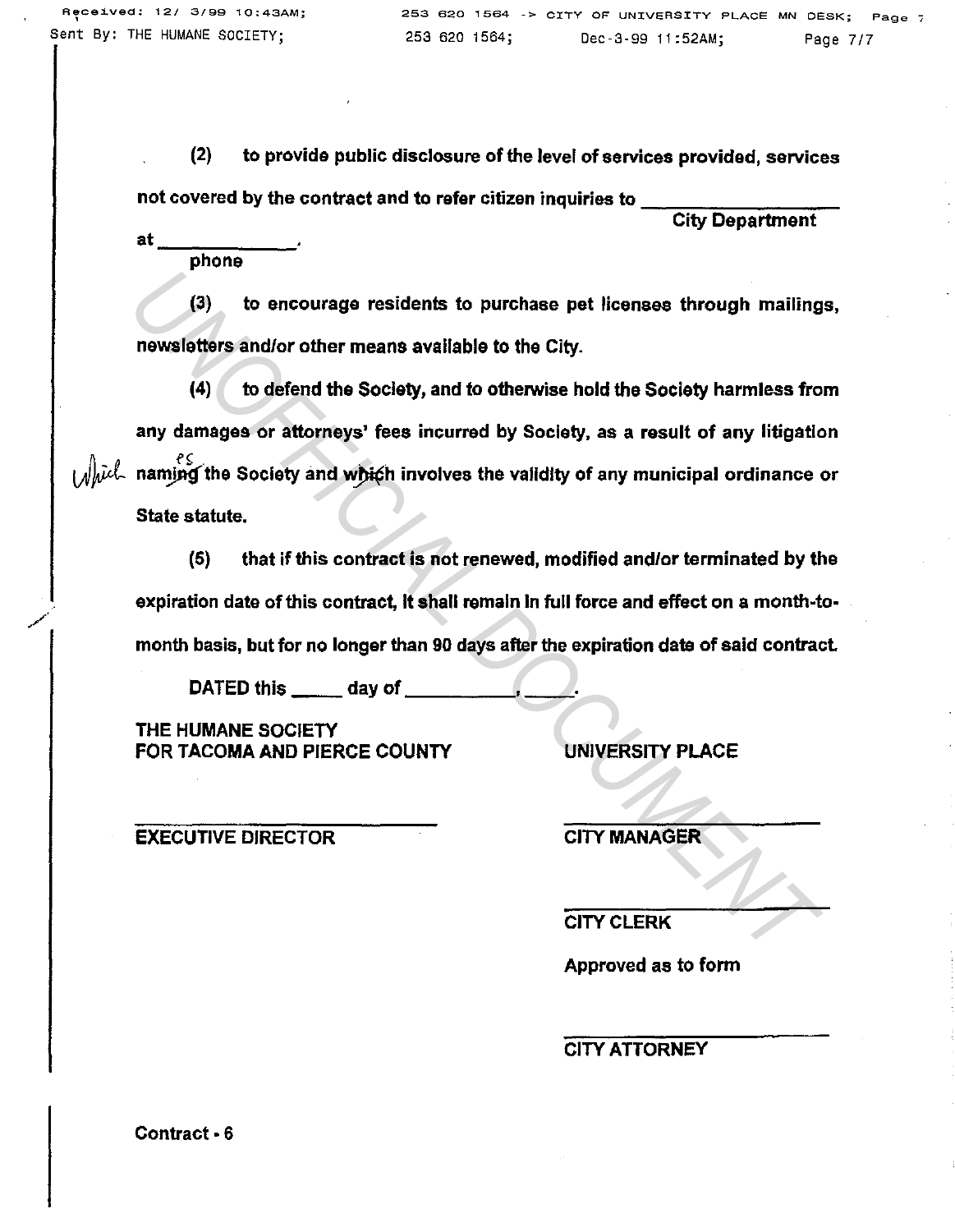(2) to provide public disclosure of the level of services provided, services not covered by the contract and to refer citizen inquiries to ____________________
City Department
at ______________.
phone

(3) to encourage residents to purchase pet licenses through mailings, newsletters and/or other means available to the City.

(4) to defend the Society, and to otherwise hold the Society harmless from any damages or attorneys' fees incurred by Society, as a result of any litigation which names the Society and which involves the validity of any municipal ordinance or State statute.

(5) that if this contract is not renewed, modified and/or terminated by the expiration date of this contract, it shall remain in full force and effect on a month-to-month basis, but for no longer than 90 days after the expiration date of said contract.

DATED this _____ day of ____________, _____.

THE HUMANE SOCIETY
FOR TACOMA AND PIERCE COUNTY

______________________________
EXECUTIVE DIRECTOR

UNIVERSITY PLACE

______________________________
CITY MANAGER

______________________________
CITY CLERK

Approved as to form

______________________________
CITY ATTORNEY

Contract - 6